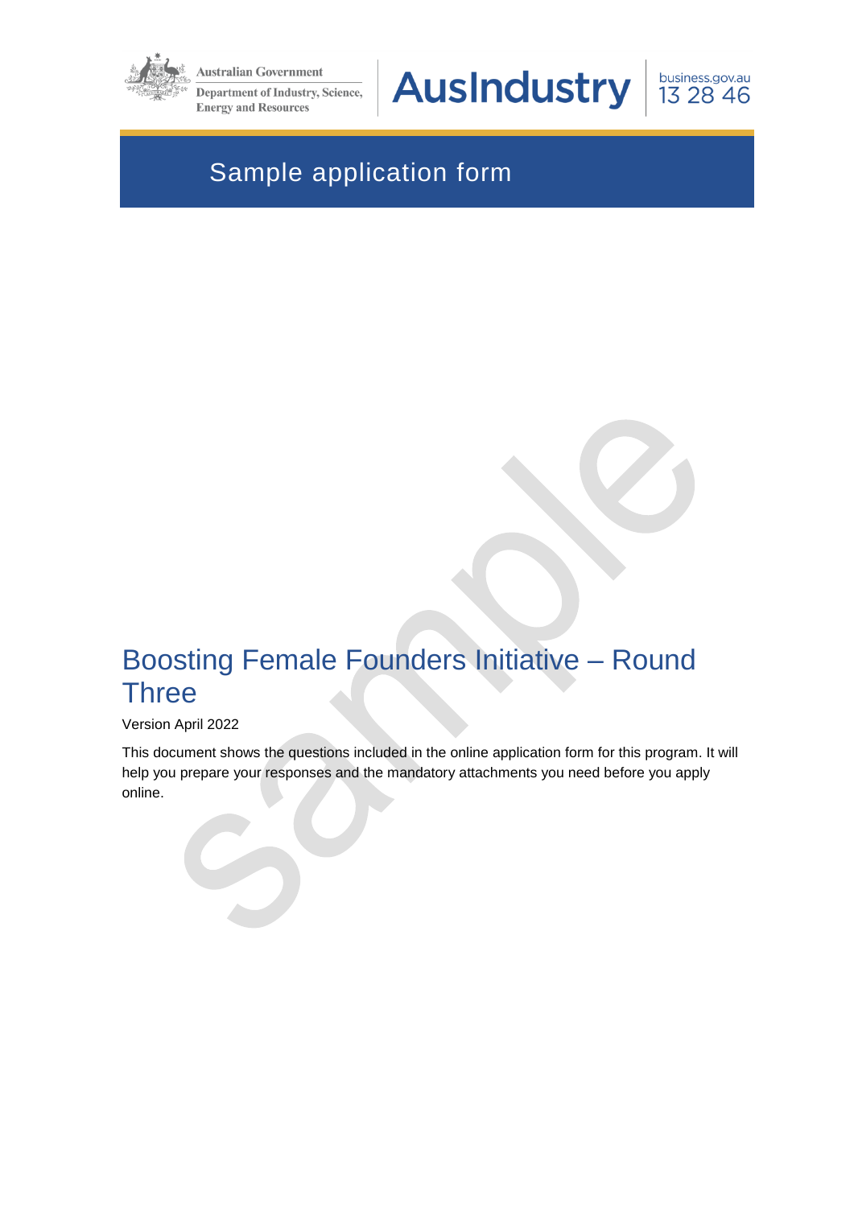Australian Government

Department of Industry, Science, Energy and Resources

AusIndustry

business.gov.au 13 28 46

# Sample application form

# Boosting Female Founders Initiative – Round Three

Version April 2022

This document shows the questions included in the online application form for this program. It will help you prepare your responses and the mandatory attachments you need before you apply online.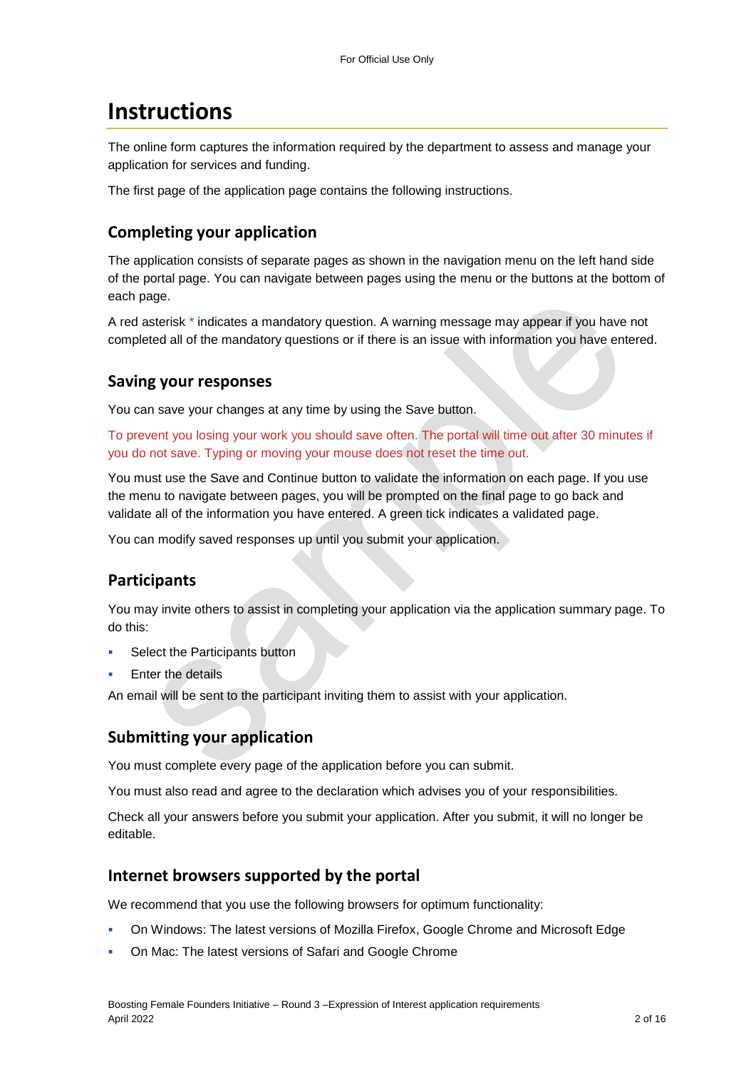# Instructions

The online form captures the information required by the department to assess and manage your application for services and funding.

The first page of the application page contains the following instructions.

## Completing your application

The application consists of separate pages as shown in the navigation menu on the left hand side of the portal page. You can navigate between pages using the menu or the buttons at the bottom of each page.

A red asterisk * indicates a mandatory question. A warning message may appear if you have not completed all of the mandatory questions or if there is an issue with information you have entered.

## Saving your responses

You can save your changes at any time by using the Save button.

To prevent you losing your work you should save often. The portal will time out after 30 minutes if you do not save. Typing or moving your mouse does not reset the time out.

You must use the Save and Continue button to validate the information on each page. If you use the menu to navigate between pages, you will be prompted on the final page to go back and validate all of the information you have entered. A green tick indicates a validated page.

You can modify saved responses up until you submit your application.

## Participants

You may invite others to assist in completing your application via the application summary page. To do this:

- Select the Participants button
- Enter the details

An email will be sent to the participant inviting them to assist with your application.

## Submitting your application

You must complete every page of the application before you can submit.

You must also read and agree to the declaration which advises you of your responsibilities.

Check all your answers before you submit your application. After you submit, it will no longer be editable.

## Internet browsers supported by the portal

We recommend that you use the following browsers for optimum functionality:

- On Windows: The latest versions of Mozilla Firefox, Google Chrome and Microsoft Edge
- On Mac: The latest versions of Safari and Google Chrome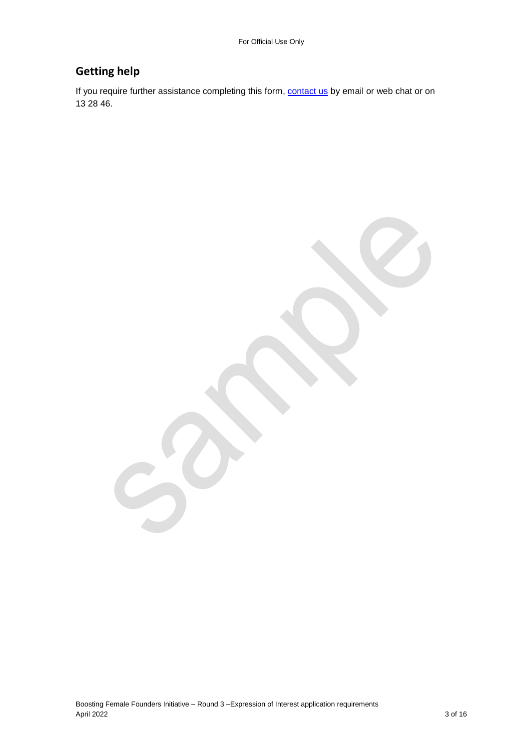## Getting help

If you require further assistance completing this form, [contact us](contact us) by email or web chat or on 13 28 46.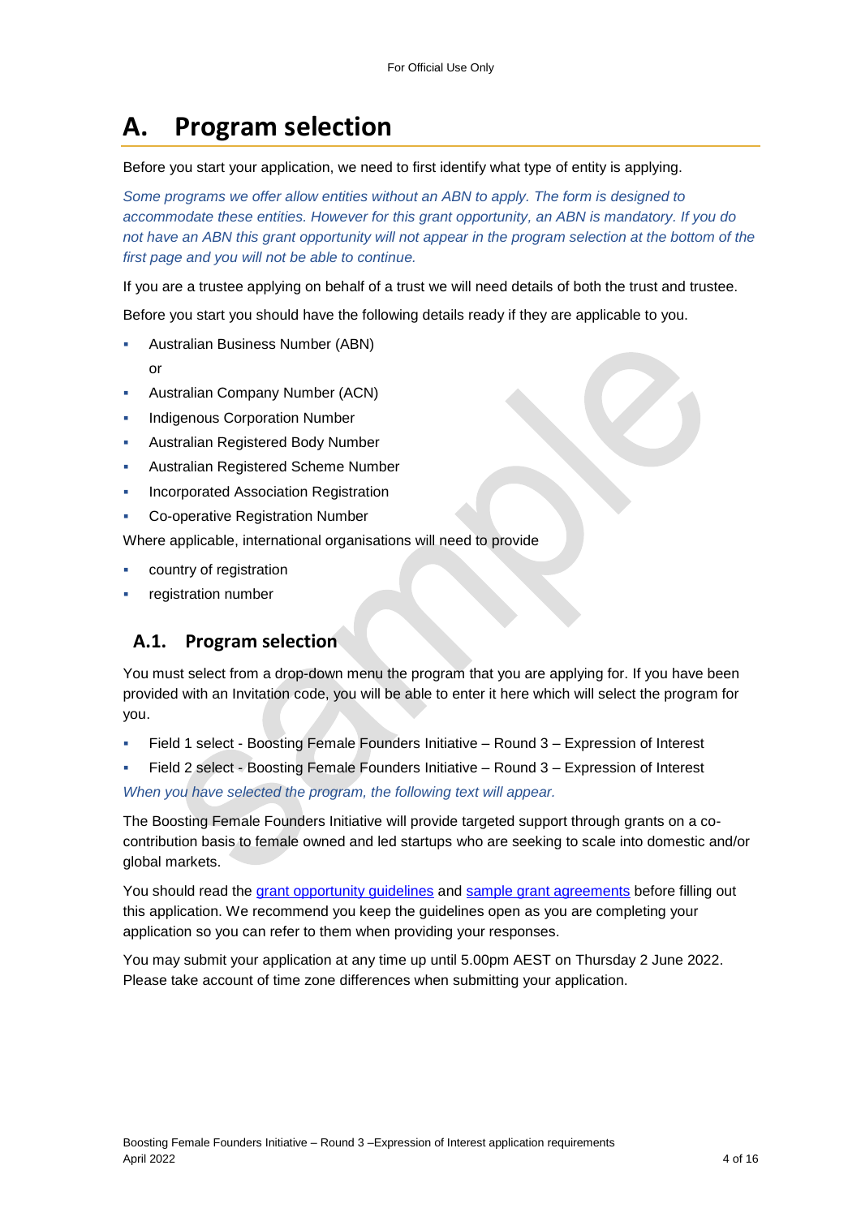# A. Program selection

Before you start your application, we need to first identify what type of entity is applying.

*Some programs we offer allow entities without an ABN to apply. The form is designed to accommodate these entities. However for this grant opportunity, an ABN is mandatory. If you do not have an ABN this grant opportunity will not appear in the program selection at the bottom of the first page and you will not be able to continue.*

If you are a trustee applying on behalf of a trust we will need details of both the trust and trustee.

Before you start you should have the following details ready if they are applicable to you.

- Australian Business Number (ABN)
  
  or
- Australian Company Number (ACN)
- Indigenous Corporation Number
- Australian Registered Body Number
- Australian Registered Scheme Number
- Incorporated Association Registration
- Co-operative Registration Number

Where applicable, international organisations will need to provide

- country of registration
- registration number

## A.1. Program selection

You must select from a drop-down menu the program that you are applying for. If you have been provided with an Invitation code, you will be able to enter it here which will select the program for you.

- Field 1 select - Boosting Female Founders Initiative – Round 3 – Expression of Interest
- Field 2 select - Boosting Female Founders Initiative – Round 3 – Expression of Interest

*When you have selected the program, the following text will appear.*

The Boosting Female Founders Initiative will provide targeted support through grants on a co-contribution basis to female owned and led startups who are seeking to scale into domestic and/or global markets.

You should read the grant opportunity guidelines and sample grant agreements before filling out this application. We recommend you keep the guidelines open as you are completing your application so you can refer to them when providing your responses.

You may submit your application at any time up until 5.00pm AEST on Thursday 2 June 2022. Please take account of time zone differences when submitting your application.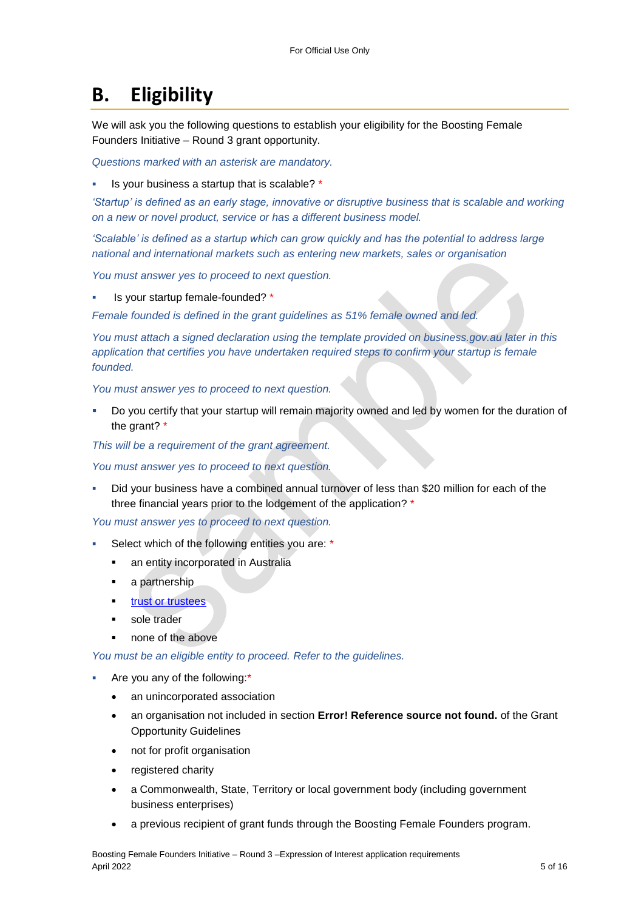# B. Eligibility

We will ask you the following questions to establish your eligibility for the Boosting Female Founders Initiative – Round 3 grant opportunity.

*Questions marked with an asterisk are mandatory.*

- Is your business a startup that is scalable? *

*'Startup' is defined as an early stage, innovative or disruptive business that is scalable and working on a new or novel product, service or has a different business model.*

*'Scalable' is defined as a startup which can grow quickly and has the potential to address large national and international markets such as entering new markets, sales or organisation*

*You must answer yes to proceed to next question.*

- Is your startup female-founded? *

*Female founded is defined in the grant guidelines as 51% female owned and led.*

*You must attach a signed declaration using the template provided on business.gov.au later in this application that certifies you have undertaken required steps to confirm your startup is female founded.*

*You must answer yes to proceed to next question.*

- Do you certify that your startup will remain majority owned and led by women for the duration of the grant? *

*This will be a requirement of the grant agreement.*

*You must answer yes to proceed to next question.*

- Did your business have a combined annual turnover of less than $20 million for each of the three financial years prior to the lodgement of the application? *

*You must answer yes to proceed to next question.*

- Select which of the following entities you are: *
  - an entity incorporated in Australia
  - a partnership
  - [trust or trustees]()
  - sole trader
  - none of the above

*You must be an eligible entity to proceed. Refer to the guidelines.*

- Are you any of the following:*
  - an unincorporated association
  - an organisation not included in section **Error! Reference source not found.** of the Grant Opportunity Guidelines
  - not for profit organisation
  - registered charity
  - a Commonwealth, State, Territory or local government body (including government business enterprises)
  - a previous recipient of grant funds through the Boosting Female Founders program.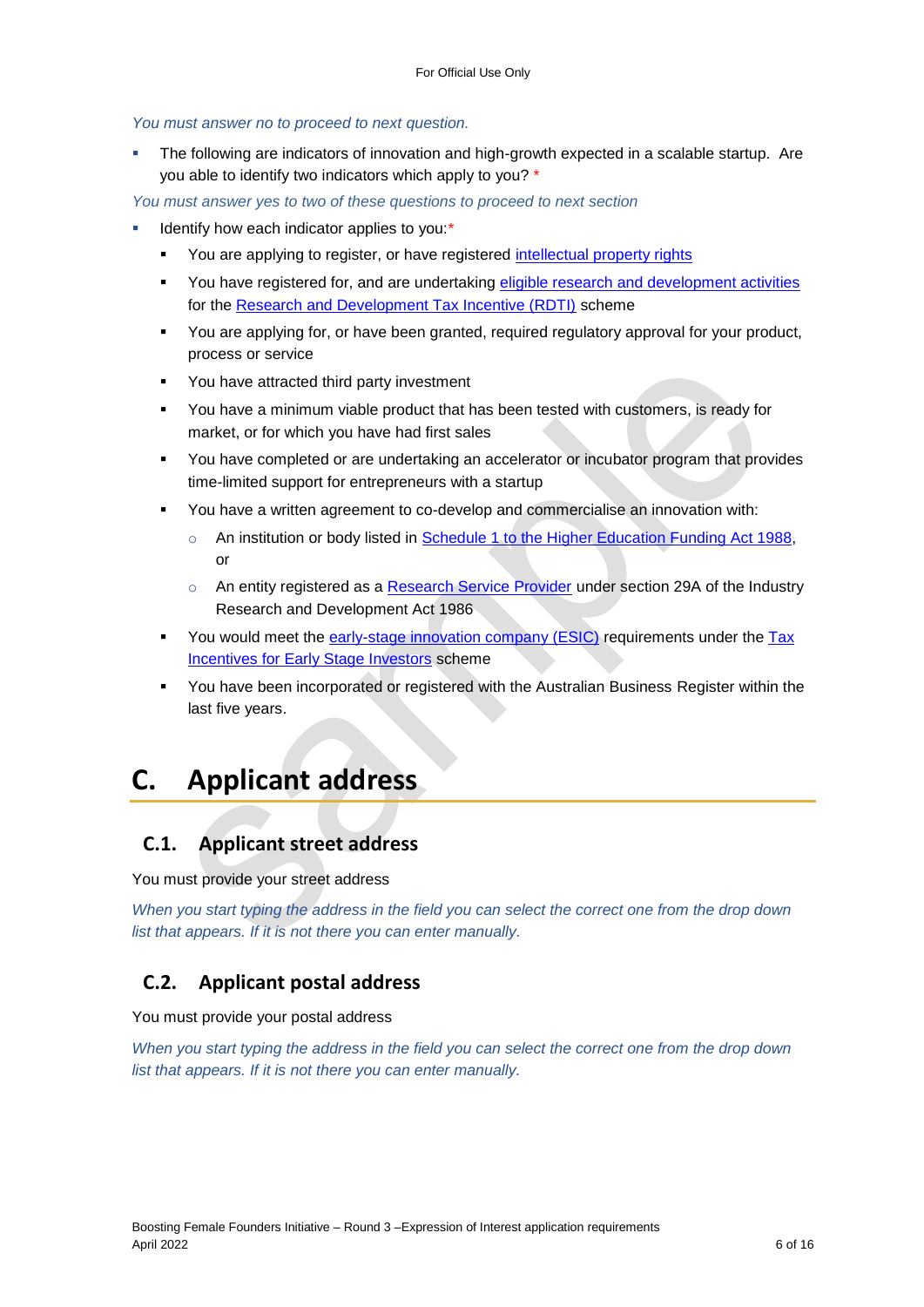*You must answer no to proceed to next question.*

- The following are indicators of innovation and high-growth expected in a scalable startup. Are you able to identify two indicators which apply to you? *

*You must answer yes to two of these questions to proceed to next section*

- Identify how each indicator applies to you:*
  - You are applying to register, or have registered intellectual property rights
  - You have registered for, and are undertaking eligible research and development activities for the Research and Development Tax Incentive (RDTI) scheme
  - You are applying for, or have been granted, required regulatory approval for your product, process or service
  - You have attracted third party investment
  - You have a minimum viable product that has been tested with customers, is ready for market, or for which you have had first sales
  - You have completed or are undertaking an accelerator or incubator program that provides time-limited support for entrepreneurs with a startup
  - You have a written agreement to co-develop and commercialise an innovation with:
    - An institution or body listed in Schedule 1 to the Higher Education Funding Act 1988, or
    - An entity registered as a Research Service Provider under section 29A of the Industry Research and Development Act 1986
  - You would meet the early-stage innovation company (ESIC) requirements under the Tax Incentives for Early Stage Investors scheme
  - You have been incorporated or registered with the Australian Business Register within the last five years.

# C. Applicant address

## C.1. Applicant street address

You must provide your street address

*When you start typing the address in the field you can select the correct one from the drop down list that appears. If it is not there you can enter manually.*

## C.2. Applicant postal address

You must provide your postal address

*When you start typing the address in the field you can select the correct one from the drop down list that appears. If it is not there you can enter manually.*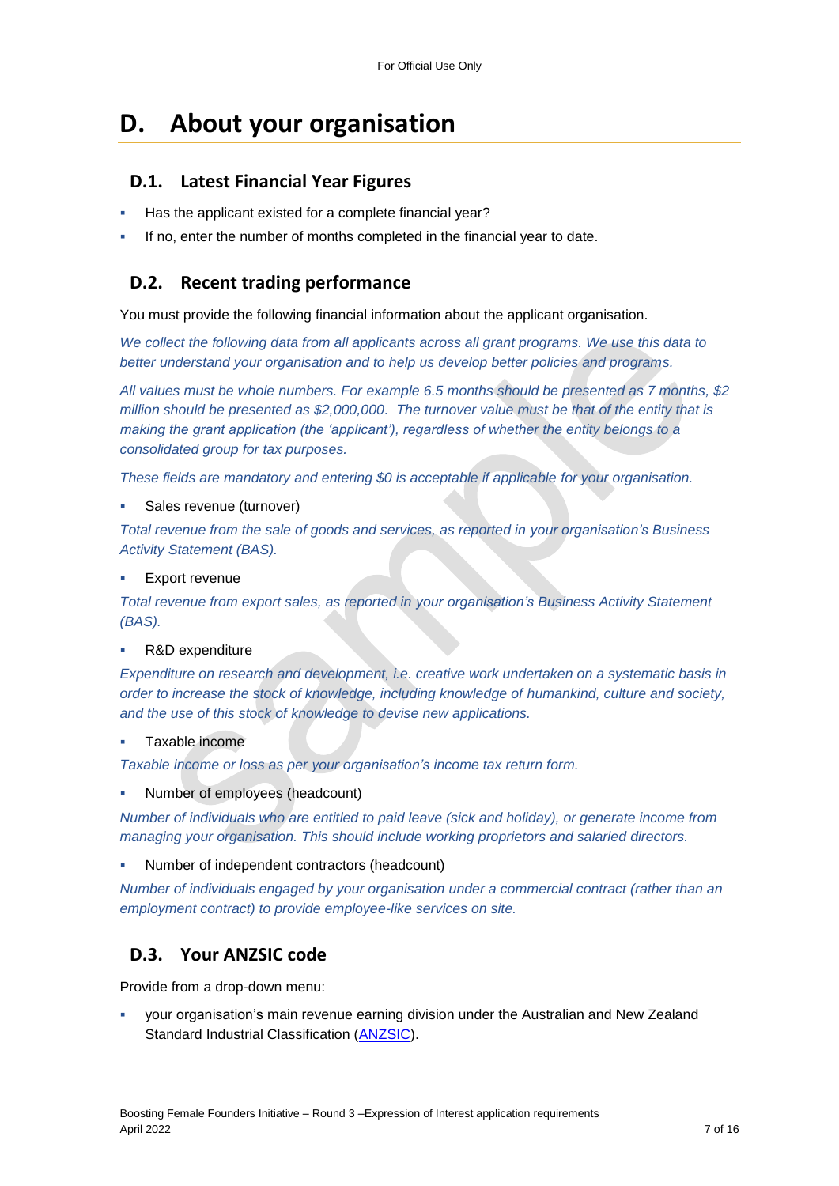# D. About your organisation

## D.1. Latest Financial Year Figures

- Has the applicant existed for a complete financial year?
- If no, enter the number of months completed in the financial year to date.

## D.2. Recent trading performance

You must provide the following financial information about the applicant organisation.

*We collect the following data from all applicants across all grant programs. We use this data to better understand your organisation and to help us develop better policies and programs.*

*All values must be whole numbers. For example 6.5 months should be presented as 7 months, $2 million should be presented as $2,000,000. The turnover value must be that of the entity that is making the grant application (the 'applicant'), regardless of whether the entity belongs to a consolidated group for tax purposes.*

*These fields are mandatory and entering $0 is acceptable if applicable for your organisation.*

- Sales revenue (turnover)

*Total revenue from the sale of goods and services, as reported in your organisation's Business Activity Statement (BAS).*

- Export revenue

*Total revenue from export sales, as reported in your organisation's Business Activity Statement (BAS).*

- R&D expenditure

*Expenditure on research and development, i.e. creative work undertaken on a systematic basis in order to increase the stock of knowledge, including knowledge of humankind, culture and society, and the use of this stock of knowledge to devise new applications.*

- Taxable income

*Taxable income or loss as per your organisation's income tax return form.*

- Number of employees (headcount)

*Number of individuals who are entitled to paid leave (sick and holiday), or generate income from managing your organisation. This should include working proprietors and salaried directors.*

- Number of independent contractors (headcount)

*Number of individuals engaged by your organisation under a commercial contract (rather than an employment contract) to provide employee-like services on site.*

## D.3. Your ANZSIC code

Provide from a drop-down menu:

- your organisation's main revenue earning division under the Australian and New Zealand Standard Industrial Classification (ANZSIC).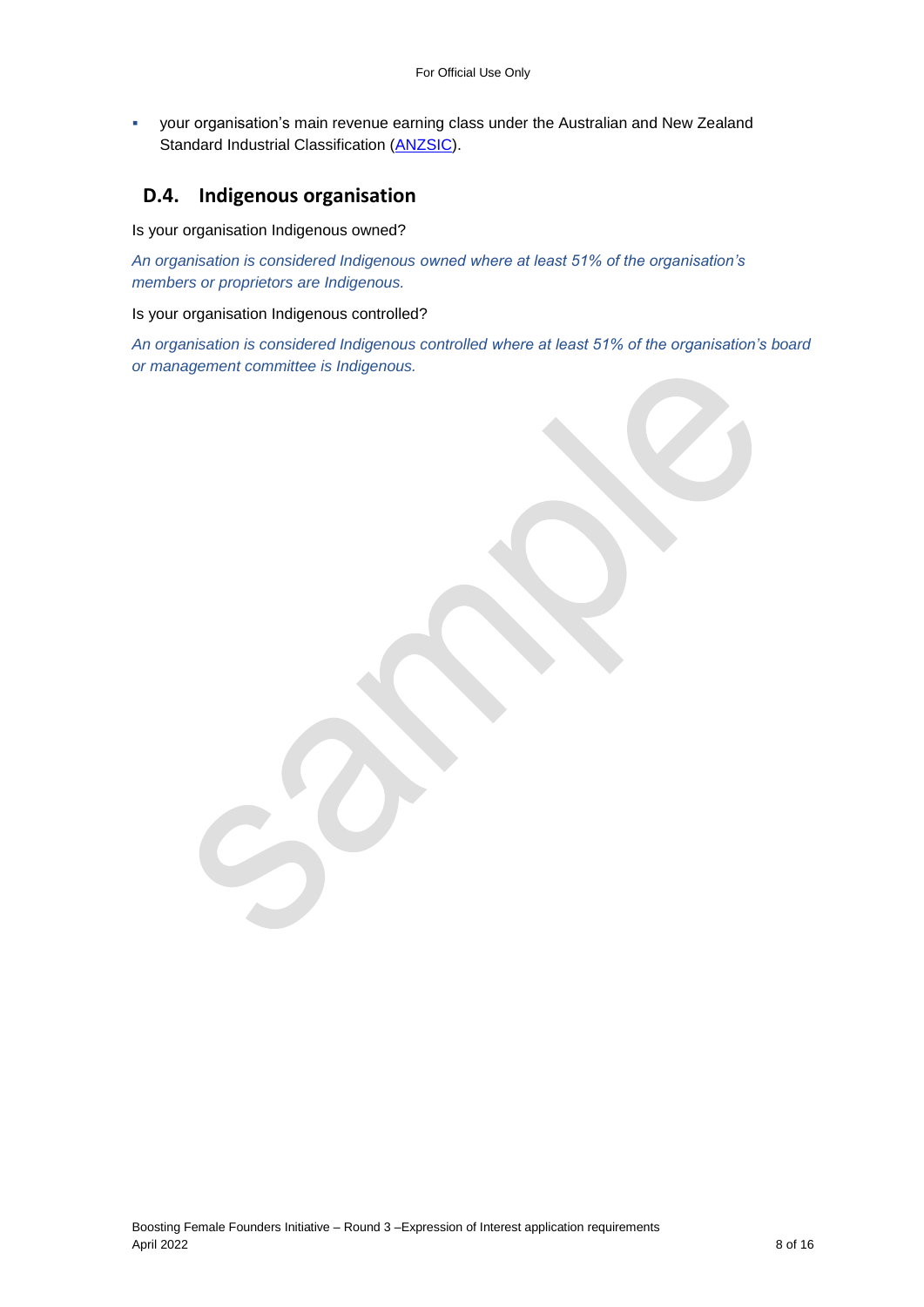- your organisation's main revenue earning class under the Australian and New Zealand Standard Industrial Classification (ANZSIC).

## D.4. Indigenous organisation

Is your organisation Indigenous owned?

*An organisation is considered Indigenous owned where at least 51% of the organisation's members or proprietors are Indigenous.*

Is your organisation Indigenous controlled?

*An organisation is considered Indigenous controlled where at least 51% of the organisation's board or management committee is Indigenous.*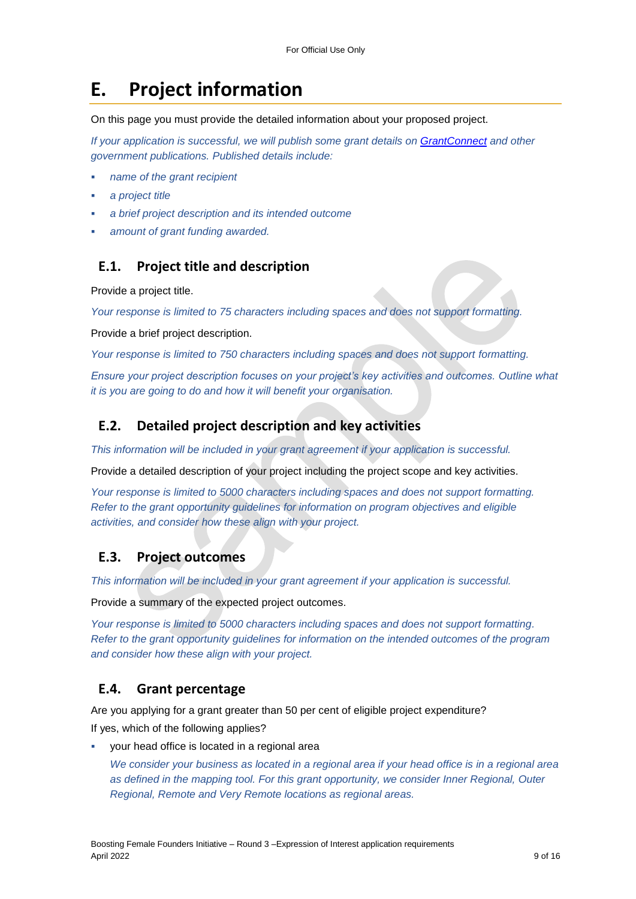# E. Project information

On this page you must provide the detailed information about your proposed project.

*If your application is successful, we will publish some grant details on [GrantConnect](https://www.grants.gov.au) and other government publications. Published details include:*

- *name of the grant recipient*
- *a project title*
- *a brief project description and its intended outcome*
- *amount of grant funding awarded.*

## E.1. Project title and description

Provide a project title.

*Your response is limited to 75 characters including spaces and does not support formatting.*

Provide a brief project description.

*Your response is limited to 750 characters including spaces and does not support formatting.*

*Ensure your project description focuses on your project's key activities and outcomes. Outline what it is you are going to do and how it will benefit your organisation.*

## E.2. Detailed project description and key activities

*This information will be included in your grant agreement if your application is successful.*

Provide a detailed description of your project including the project scope and key activities.

*Your response is limited to 5000 characters including spaces and does not support formatting. Refer to the grant opportunity guidelines for information on program objectives and eligible activities, and consider how these align with your project.*

## E.3. Project outcomes

*This information will be included in your grant agreement if your application is successful.*

Provide a summary of the expected project outcomes.

*Your response is limited to 5000 characters including spaces and does not support formatting. Refer to the grant opportunity guidelines for information on the intended outcomes of the program and consider how these align with your project.*

## E.4. Grant percentage

Are you applying for a grant greater than 50 per cent of eligible project expenditure?

If yes, which of the following applies?

- your head office is located in a regional area

  *We consider your business as located in a regional area if your head office is in a regional area as defined in the mapping tool. For this grant opportunity, we consider Inner Regional, Outer Regional, Remote and Very Remote locations as regional areas.*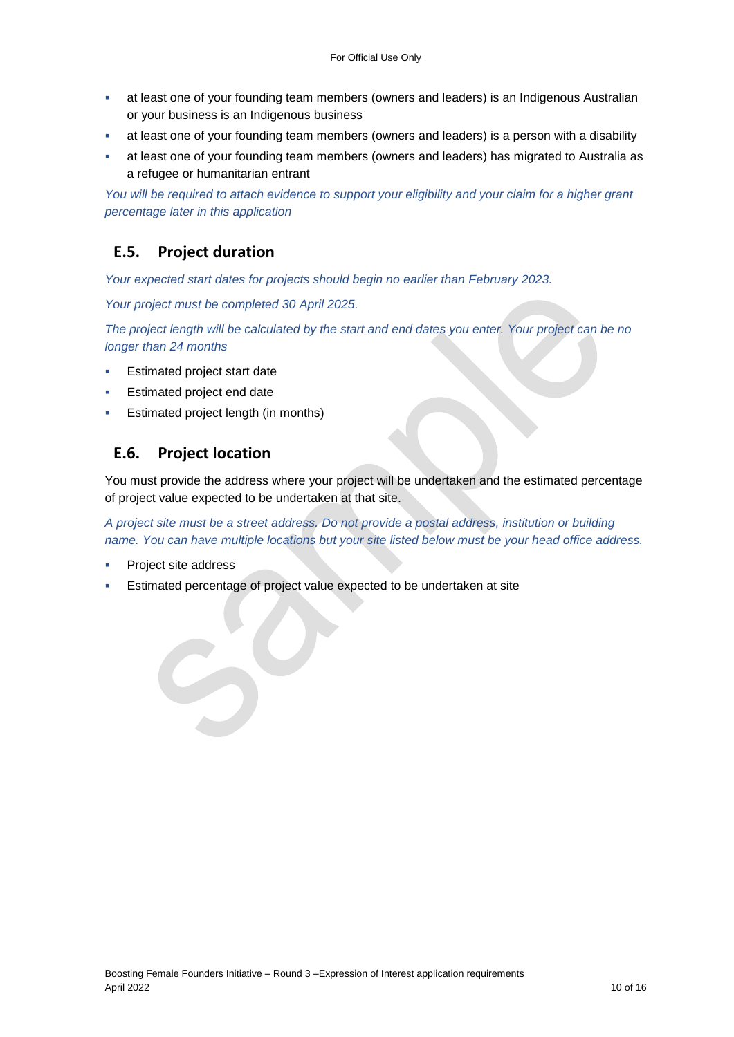- at least one of your founding team members (owners and leaders) is an Indigenous Australian or your business is an Indigenous business
- at least one of your founding team members (owners and leaders) is a person with a disability
- at least one of your founding team members (owners and leaders) has migrated to Australia as a refugee or humanitarian entrant

*You will be required to attach evidence to support your eligibility and your claim for a higher grant percentage later in this application*

## E.5. Project duration

*Your expected start dates for projects should begin no earlier than February 2023.*

*Your project must be completed 30 April 2025.*

*The project length will be calculated by the start and end dates you enter. Your project can be no longer than 24 months*

- Estimated project start date
- Estimated project end date
- Estimated project length (in months)

## E.6. Project location

You must provide the address where your project will be undertaken and the estimated percentage of project value expected to be undertaken at that site.

*A project site must be a street address. Do not provide a postal address, institution or building name. You can have multiple locations but your site listed below must be your head office address.*

- Project site address
- Estimated percentage of project value expected to be undertaken at site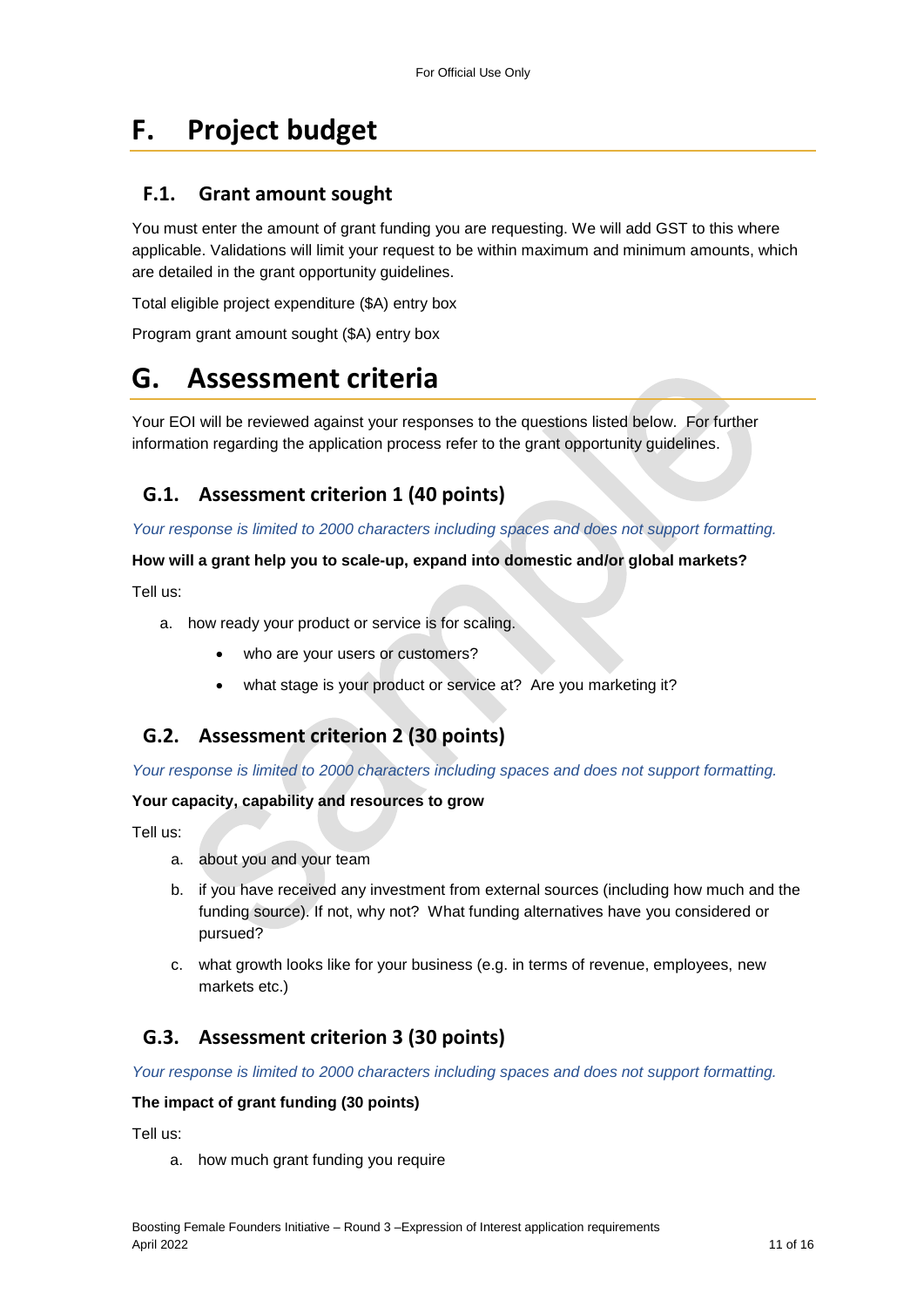# F. Project budget

## F.1. Grant amount sought

You must enter the amount of grant funding you are requesting. We will add GST to this where applicable. Validations will limit your request to be within maximum and minimum amounts, which are detailed in the grant opportunity guidelines.

Total eligible project expenditure ($A) entry box

Program grant amount sought ($A) entry box

# G. Assessment criteria

Your EOI will be reviewed against your responses to the questions listed below. For further information regarding the application process refer to the grant opportunity guidelines.

## G.1. Assessment criterion 1 (40 points)

*Your response is limited to 2000 characters including spaces and does not support formatting.*

**How will a grant help you to scale-up, expand into domestic and/or global markets?**

Tell us:

a. how ready your product or service is for scaling.
    - who are your users or customers?
    - what stage is your product or service at? Are you marketing it?

## G.2. Assessment criterion 2 (30 points)

*Your response is limited to 2000 characters including spaces and does not support formatting.*

**Your capacity, capability and resources to grow**

Tell us:

a. about you and your team
b. if you have received any investment from external sources (including how much and the funding source). If not, why not? What funding alternatives have you considered or pursued?
c. what growth looks like for your business (e.g. in terms of revenue, employees, new markets etc.)

## G.3. Assessment criterion 3 (30 points)

*Your response is limited to 2000 characters including spaces and does not support formatting.*

**The impact of grant funding (30 points)**

Tell us:

a. how much grant funding you require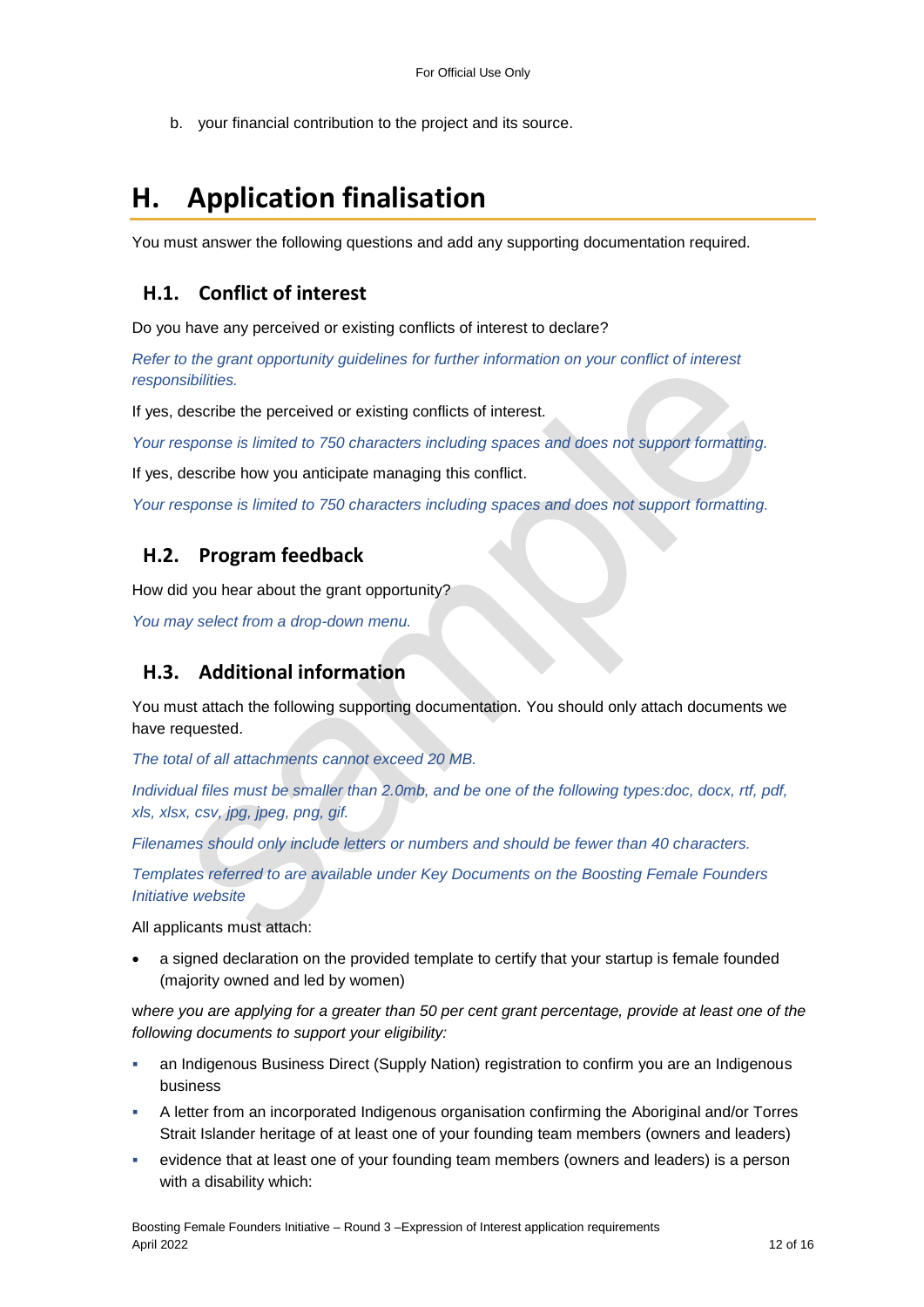b. your financial contribution to the project and its source.

# H. Application finalisation

You must answer the following questions and add any supporting documentation required.

## H.1. Conflict of interest

Do you have any perceived or existing conflicts of interest to declare?

*Refer to the grant opportunity guidelines for further information on your conflict of interest responsibilities.*

If yes, describe the perceived or existing conflicts of interest.

*Your response is limited to 750 characters including spaces and does not support formatting.*

If yes, describe how you anticipate managing this conflict.

*Your response is limited to 750 characters including spaces and does not support formatting.*

## H.2. Program feedback

How did you hear about the grant opportunity?

*You may select from a drop-down menu.*

## H.3. Additional information

You must attach the following supporting documentation. You should only attach documents we have requested.

*The total of all attachments cannot exceed 20 MB.*

*Individual files must be smaller than 2.0mb, and be one of the following types:doc, docx, rtf, pdf, xls, xlsx, csv, jpg, jpeg, png, gif.*

*Filenames should only include letters or numbers and should be fewer than 40 characters.*

*Templates referred to are available under Key Documents on the Boosting Female Founders Initiative website*

All applicants must attach:

- a signed declaration on the provided template to certify that your startup is female founded (majority owned and led by women)

*where you are applying for a greater than 50 per cent grant percentage, provide at least one of the following documents to support your eligibility:*

- an Indigenous Business Direct (Supply Nation) registration to confirm you are an Indigenous business
- A letter from an incorporated Indigenous organisation confirming the Aboriginal and/or Torres Strait Islander heritage of at least one of your founding team members (owners and leaders)
- evidence that at least one of your founding team members (owners and leaders) is a person with a disability which: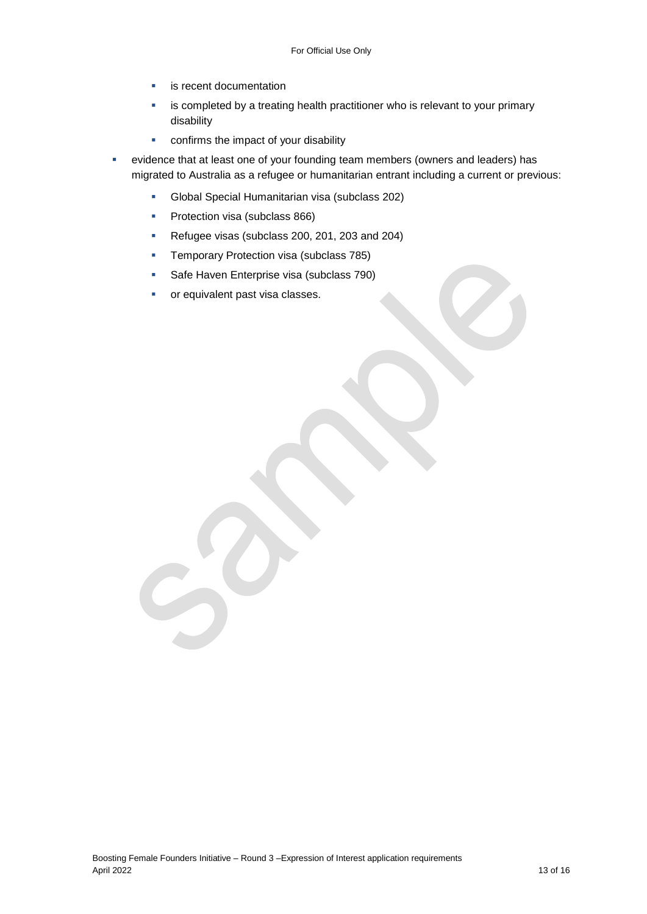- is recent documentation
    - is completed by a treating health practitioner who is relevant to your primary disability
    - confirms the impact of your disability
- evidence that at least one of your founding team members (owners and leaders) has migrated to Australia as a refugee or humanitarian entrant including a current or previous:
    - Global Special Humanitarian visa (subclass 202)
    - Protection visa (subclass 866)
    - Refugee visas (subclass 200, 201, 203 and 204)
    - Temporary Protection visa (subclass 785)
    - Safe Haven Enterprise visa (subclass 790)
    - or equivalent past visa classes.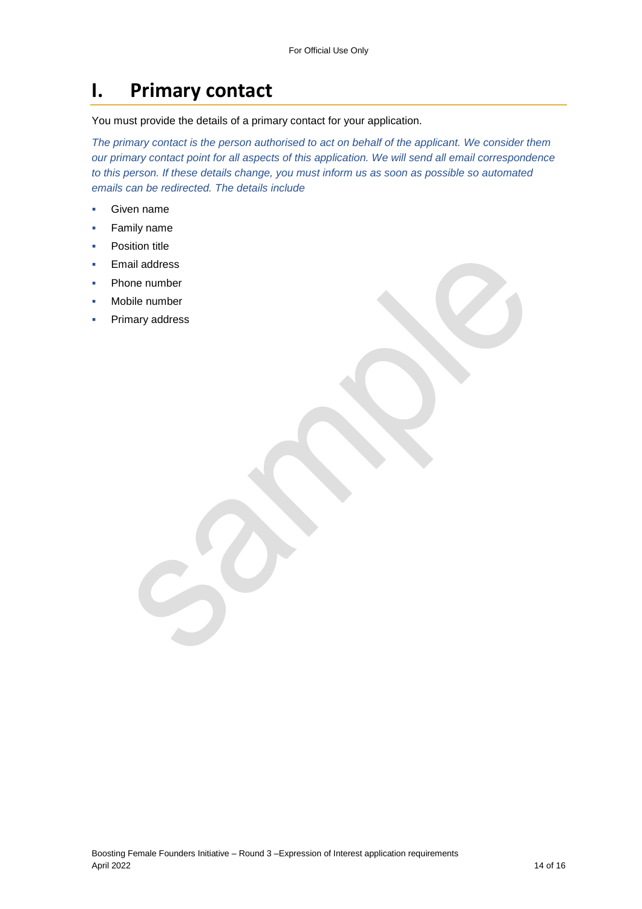# I. Primary contact

You must provide the details of a primary contact for your application.

*The primary contact is the person authorised to act on behalf of the applicant. We consider them our primary contact point for all aspects of this application. We will send all email correspondence to this person. If these details change, you must inform us as soon as possible so automated emails can be redirected. The details include*

- Given name
- Family name
- Position title
- Email address
- Phone number
- Mobile number
- Primary address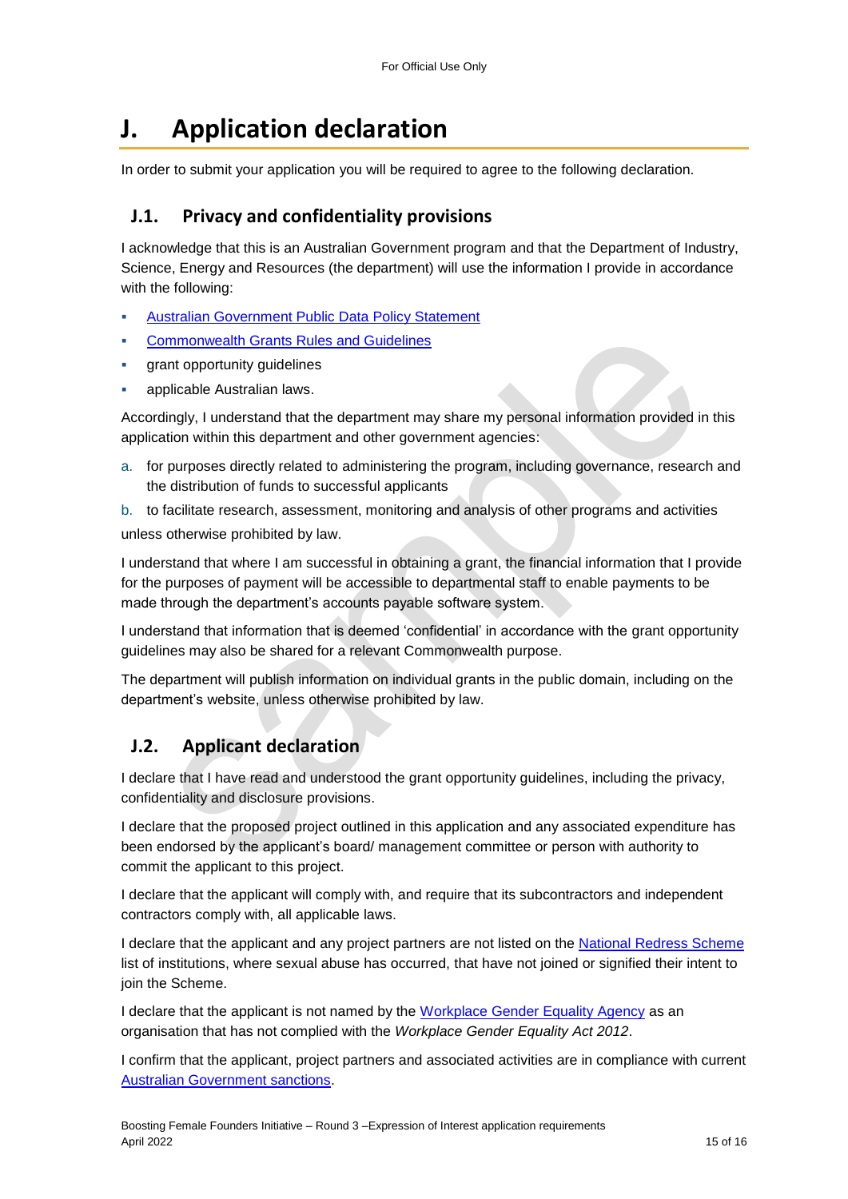# J. Application declaration

In order to submit your application you will be required to agree to the following declaration.

## J.1. Privacy and confidentiality provisions

I acknowledge that this is an Australian Government program and that the Department of Industry, Science, Energy and Resources (the department) will use the information I provide in accordance with the following:

- Australian Government Public Data Policy Statement
- Commonwealth Grants Rules and Guidelines
- grant opportunity guidelines
- applicable Australian laws.

Accordingly, I understand that the department may share my personal information provided in this application within this department and other government agencies:

a. for purposes directly related to administering the program, including governance, research and the distribution of funds to successful applicants
b. to facilitate research, assessment, monitoring and analysis of other programs and activities

unless otherwise prohibited by law.

I understand that where I am successful in obtaining a grant, the financial information that I provide for the purposes of payment will be accessible to departmental staff to enable payments to be made through the department's accounts payable software system.

I understand that information that is deemed 'confidential' in accordance with the grant opportunity guidelines may also be shared for a relevant Commonwealth purpose.

The department will publish information on individual grants in the public domain, including on the department's website, unless otherwise prohibited by law.

## J.2. Applicant declaration

I declare that I have read and understood the grant opportunity guidelines, including the privacy, confidentiality and disclosure provisions.

I declare that the proposed project outlined in this application and any associated expenditure has been endorsed by the applicant's board/ management committee or person with authority to commit the applicant to this project.

I declare that the applicant will comply with, and require that its subcontractors and independent contractors comply with, all applicable laws.

I declare that the applicant and any project partners are not listed on the National Redress Scheme list of institutions, where sexual abuse has occurred, that have not joined or signified their intent to join the Scheme.

I declare that the applicant is not named by the Workplace Gender Equality Agency as an organisation that has not complied with the *Workplace Gender Equality Act 2012*.

I confirm that the applicant, project partners and associated activities are in compliance with current Australian Government sanctions.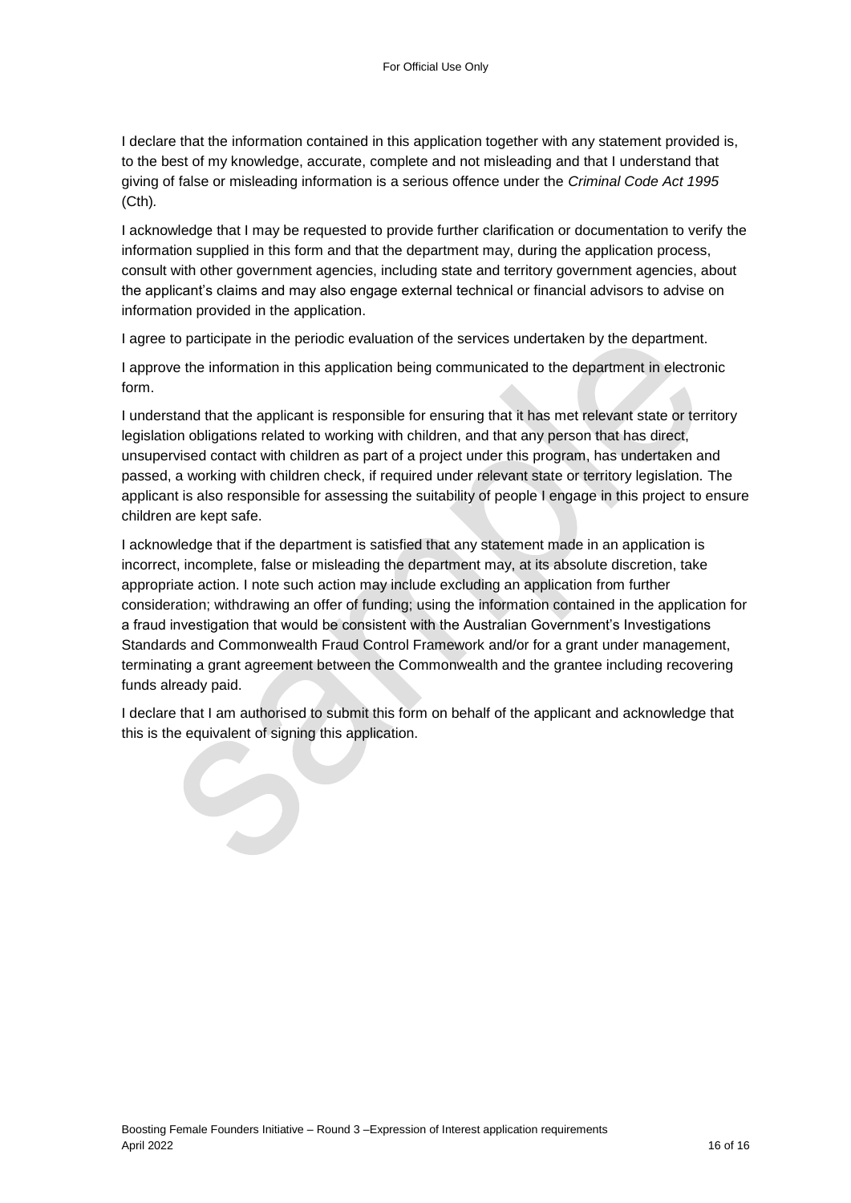I declare that the information contained in this application together with any statement provided is, to the best of my knowledge, accurate, complete and not misleading and that I understand that giving of false or misleading information is a serious offence under the *Criminal Code Act 1995* (Cth).

I acknowledge that I may be requested to provide further clarification or documentation to verify the information supplied in this form and that the department may, during the application process, consult with other government agencies, including state and territory government agencies, about the applicant's claims and may also engage external technical or financial advisors to advise on information provided in the application.

I agree to participate in the periodic evaluation of the services undertaken by the department.

I approve the information in this application being communicated to the department in electronic form.

I understand that the applicant is responsible for ensuring that it has met relevant state or territory legislation obligations related to working with children, and that any person that has direct, unsupervised contact with children as part of a project under this program, has undertaken and passed, a working with children check, if required under relevant state or territory legislation. The applicant is also responsible for assessing the suitability of people I engage in this project to ensure children are kept safe.

I acknowledge that if the department is satisfied that any statement made in an application is incorrect, incomplete, false or misleading the department may, at its absolute discretion, take appropriate action. I note such action may include excluding an application from further consideration; withdrawing an offer of funding; using the information contained in the application for a fraud investigation that would be consistent with the Australian Government's Investigations Standards and Commonwealth Fraud Control Framework and/or for a grant under management, terminating a grant agreement between the Commonwealth and the grantee including recovering funds already paid.

I declare that I am authorised to submit this form on behalf of the applicant and acknowledge that this is the equivalent of signing this application.